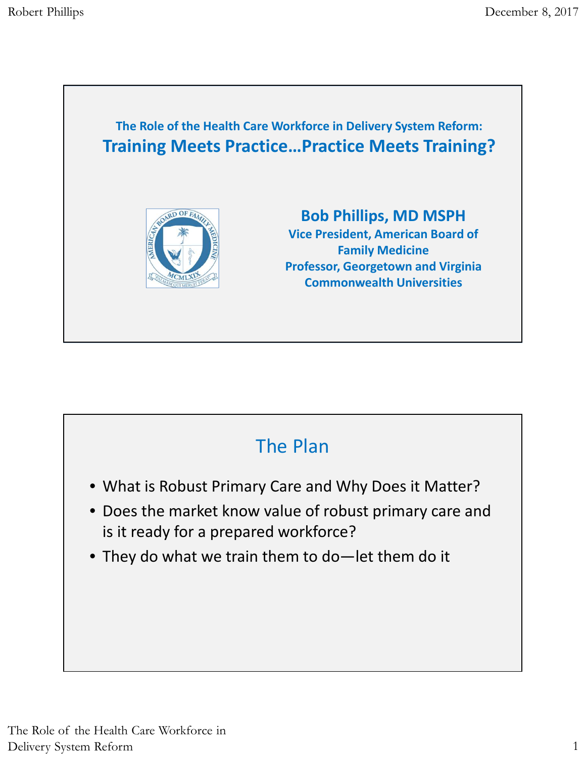The Role of the Health Care Workforce in Delivery System Reform:

# Training Meets Practice…Practice Meets Training?

**Bob Phillips, MD MSPH**

Vice President, American Board of Family Medicine

Professor, Georgetown and Virginia Commonwealth Universities

## The Plan

- What is Robust Primary Care and Why Does it Matter?
- Does the market know value of robust primary care and is it ready for a prepared workforce?
- They do what we train them to do—let them do it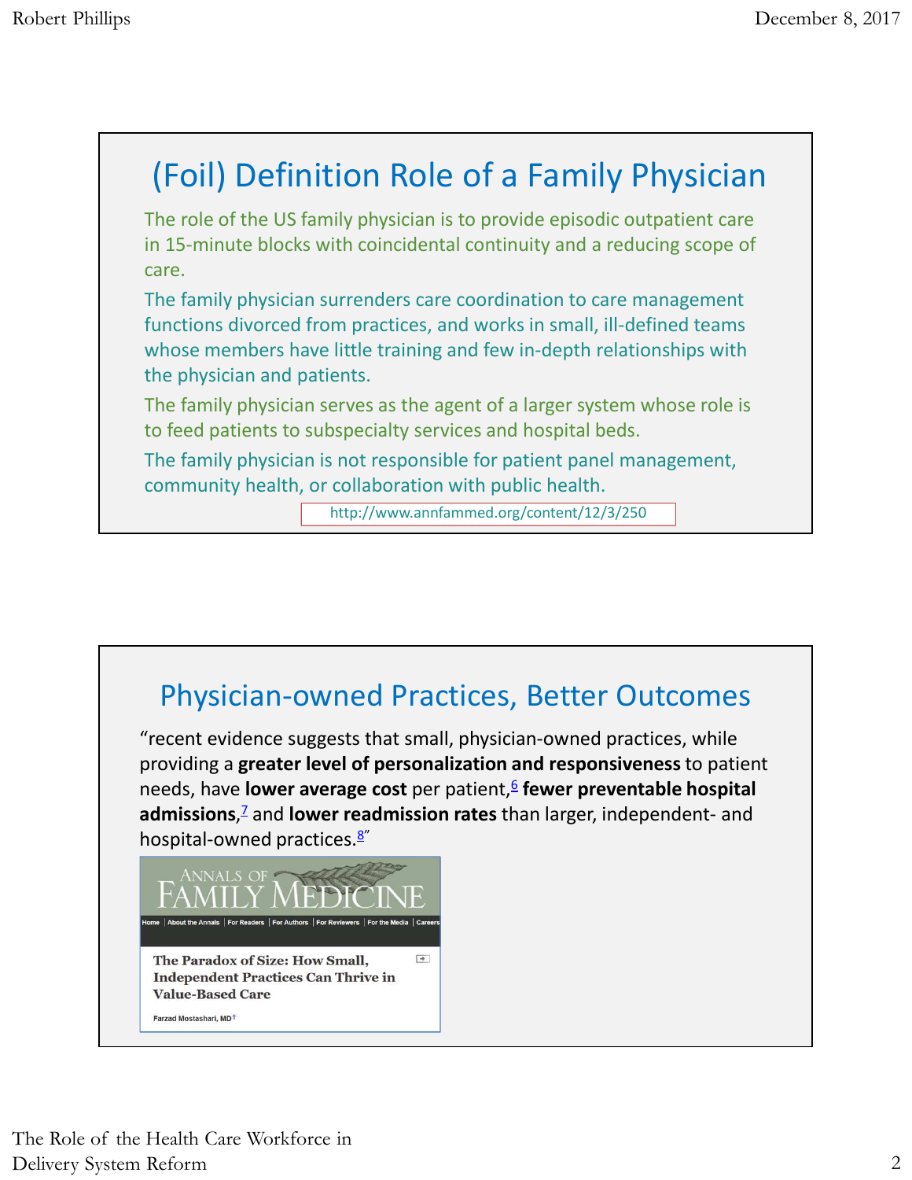# (Foil) Definition Role of a Family Physician

The role of the US family physician is to provide episodic outpatient care in 15-minute blocks with coincidental continuity and a reducing scope of care.

The family physician surrenders care coordination to care management functions divorced from practices, and works in small, ill-defined teams whose members have little training and few in-depth relationships with the physician and patients.

The family physician serves as the agent of a larger system whose role is to feed patients to subspecialty services and hospital beds.

The family physician is not responsible for patient panel management, community health, or collaboration with public health.

http://www.annfammed.org/content/12/3/250

# Physician-owned Practices, Better Outcomes

"recent evidence suggests that small, physician-owned practices, while providing a **greater level of personalization and responsiveness** to patient needs, have **lower average cost** per patient,[6] **fewer preventable hospital admissions**,[7] and **lower readmission rates** than larger, independent- and hospital-owned practices.[8]"

ANNALS OF FAMILY MEDICINE

Home | About the Annals | For Readers | For Authors | For Reviewers | For the Media | Careers

**The Paradox of Size: How Small, Independent Practices Can Thrive in Value-Based Care**

Farzad Mostashari, MD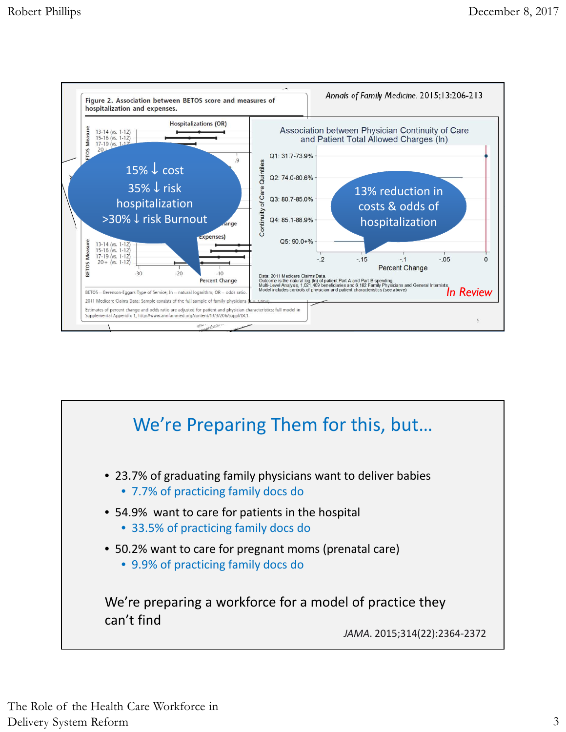Figure 2. Association between BETOS score and measures of hospitalization and expenses.

Annals of Family Medicine. 2015;13:206-213

15% ↓ cost
35% ↓ risk hospitalization
>30% ↓ risk Burnout

Association between Physician Continuity of Care and Patient Total Allowed Charges (ln)

13% reduction in costs & odds of hospitalization

Data: 2011 Medicare Claims Data.
Outcome is the natural log (ln) of patient Part A and Part B spending.
Multi-Level Analysis; 1,021,409 beneficiaries and 6,182 Family Physicians and General Internists.
Model includes controls of physician and patient characteristics (see above)

*In Review*

BETOS = Berenson-Eggars Type of Service; ln = natural logarithm; OR = odds ratio.

2011 Medicare Claims Data; Sample consists of the full sample of family physicians

Estimates of percent change and odds ratio are adjusted for patient and physician characteristics; full model in Supplemental Appendix 1, http://www.annfammed.org/content/13/3/206/suppl/DC1.

## We're Preparing Them for this, but…

- 23.7% of graduating family physicians want to deliver babies
  - 7.7% of practicing family docs do
- 54.9% want to care for patients in the hospital
  - 33.5% of practicing family docs do
- 50.2% want to care for pregnant moms (prenatal care)
  - 9.9% of practicing family docs do

We're preparing a workforce for a model of practice they can't find

*JAMA*. 2015;314(22):2364-2372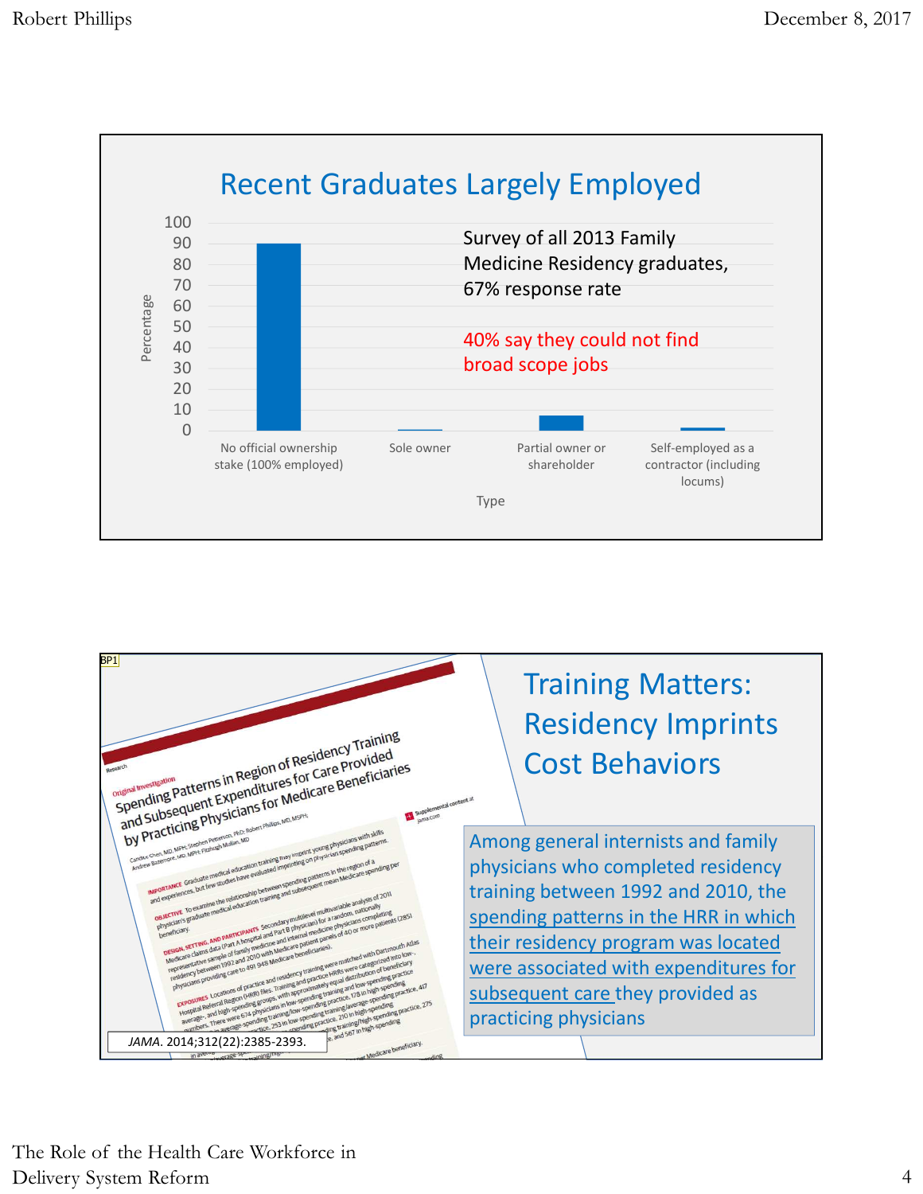## Recent Graduates Largely Employed

Survey of all 2013 Family Medicine Residency graduates, 67% response rate

40% say they could not find broad scope jobs

| Type | Percentage |
| --- | --- |
| No official ownership stake (100% employed) | ~90 |
| Sole owner | ~0.5 |
| Partial owner or shareholder | ~7 |
| Self-employed as a contractor (including locums) | ~1.5 |

## Training Matters: Residency Imprints Cost Behaviors

Spending Patterns in Region of Residency Training and Subsequent Expenditures for Care Provided by Practicing Physicians for Medicare Beneficiaries

*JAMA.* 2014;312(22):2385-2393.

Among general internists and family physicians who completed residency training between 1992 and 2010, the spending patterns in the HRR in which their residency program was located were associated with expenditures for subsequent care they provided as practicing physicians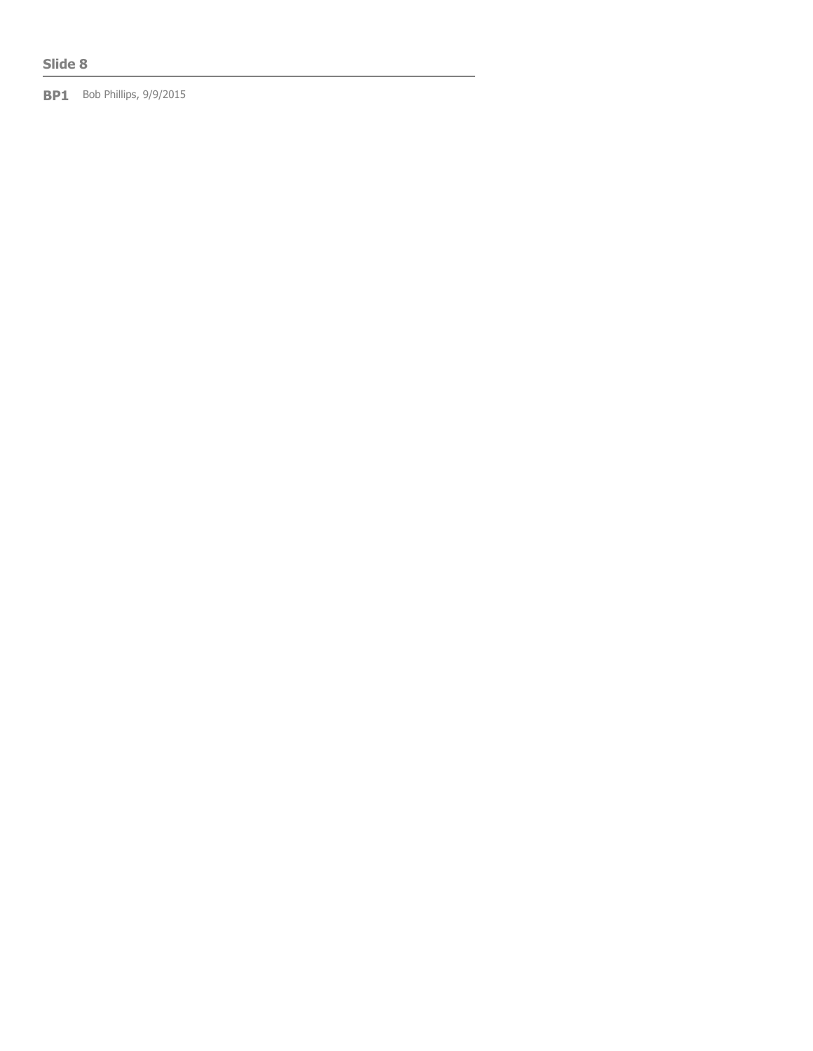**Slide 8**

---

**BP1** Bob Phillips, 9/9/2015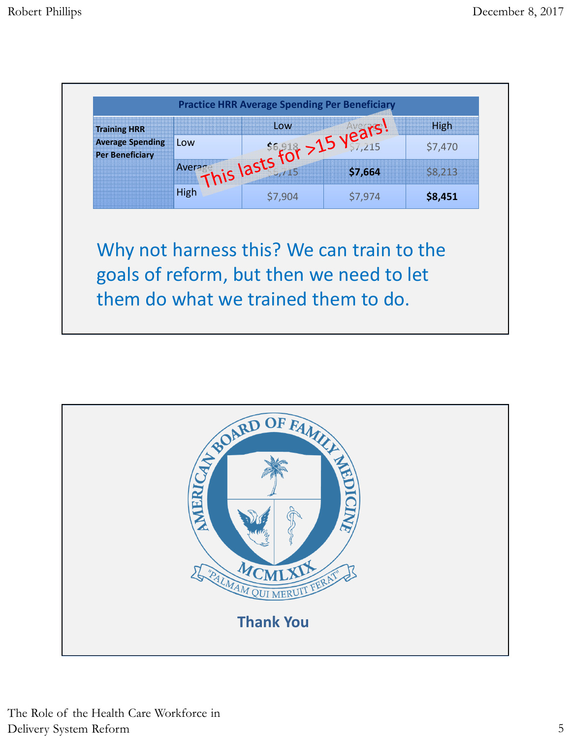| Practice HRR Average Spending Per Beneficiary | | | | |
|---|---|---|---|---|
| Training HRR Average Spending Per Beneficiary | | Low | Average | High |
| | Low | $6,918 | $7,215 | $7,470 |
| | Average | $6,715 | **$7,664** | $8,213 |
| | High | $7,904 | $7,974 | **$8,451** |

This lasts for >15 years!

Why not harness this? We can train to the goals of reform, but then we need to let them do what we trained them to do.

AMERICAN BOARD OF FAMILY MEDICINE

MCMLXIX

"PALMAM QUI MERUIT FERAT"

**Thank You**